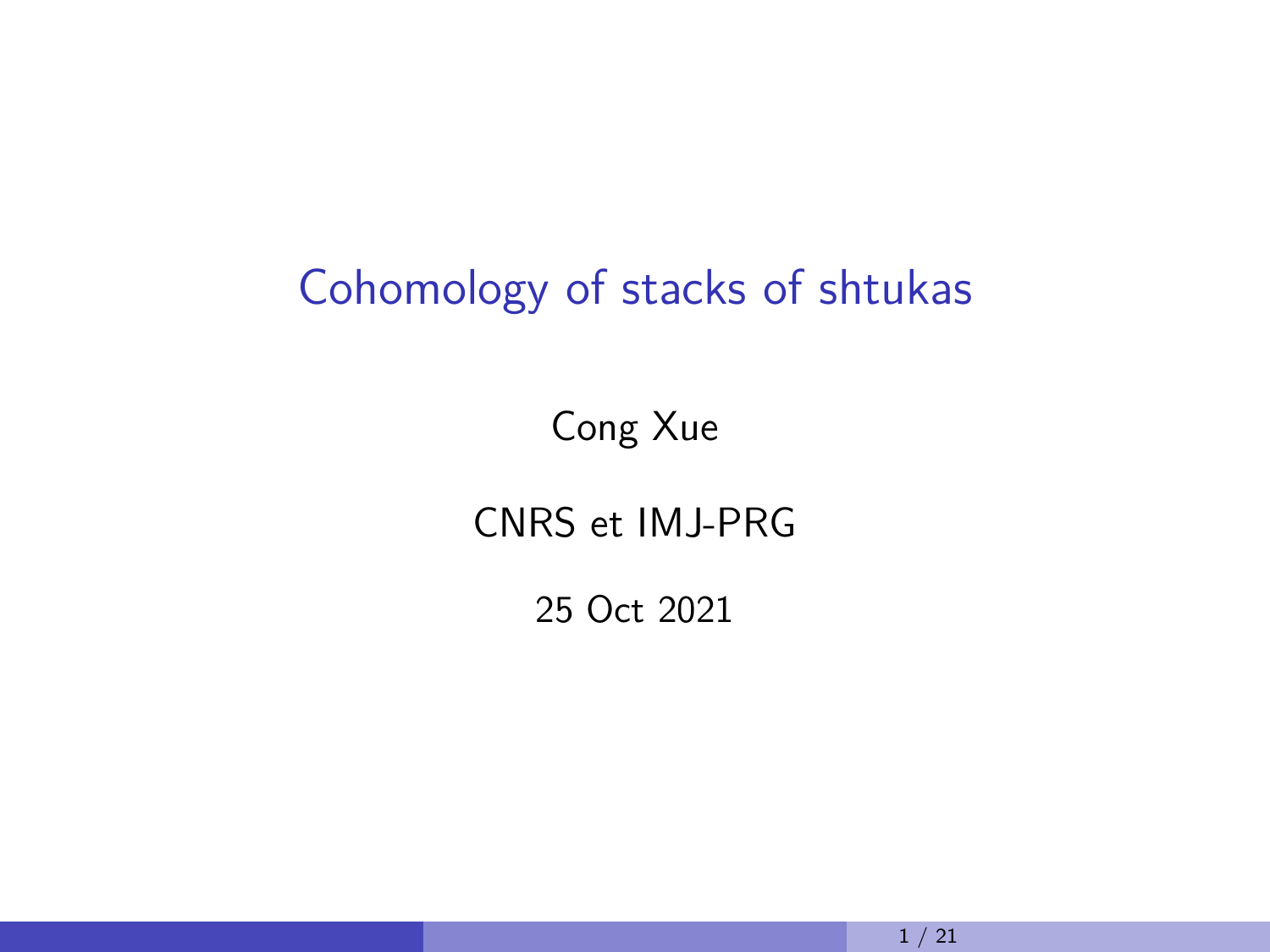# Cohomology of stacks of shtukas

Cong Xue

CNRS et IMJ-PRG

25 Oct 2021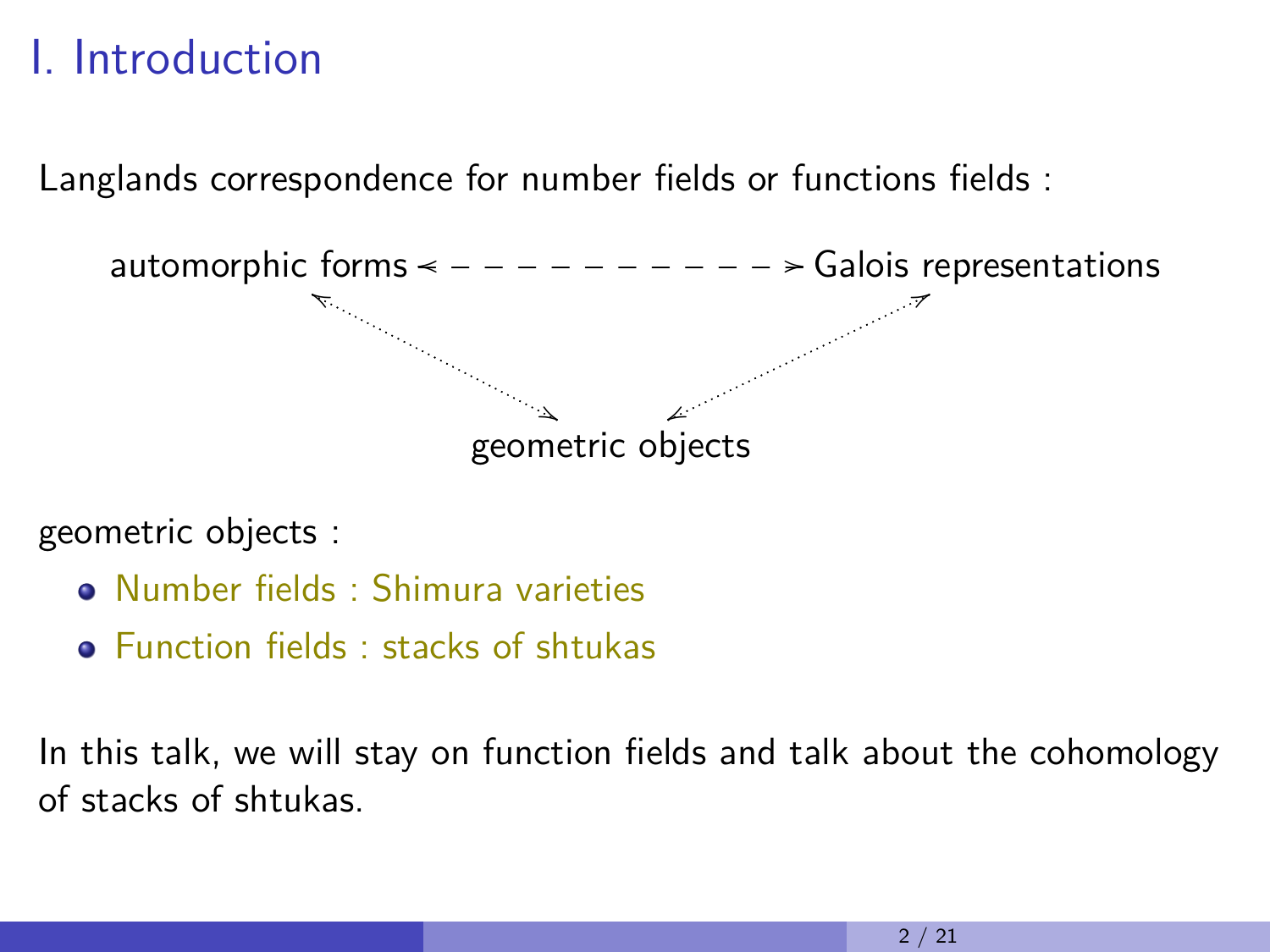# I. Introduction

Langlands correspondence for number fields or functions fields :

automorphic forms ⇠ − − − − − − − − − − − − ⇢ Galois representations

geometric objects

geometric objects :

- Number fields : Shimura varieties
- Function fields : stacks of shtukas

In this talk, we will stay on function fields and talk about the cohomology of stacks of shtukas.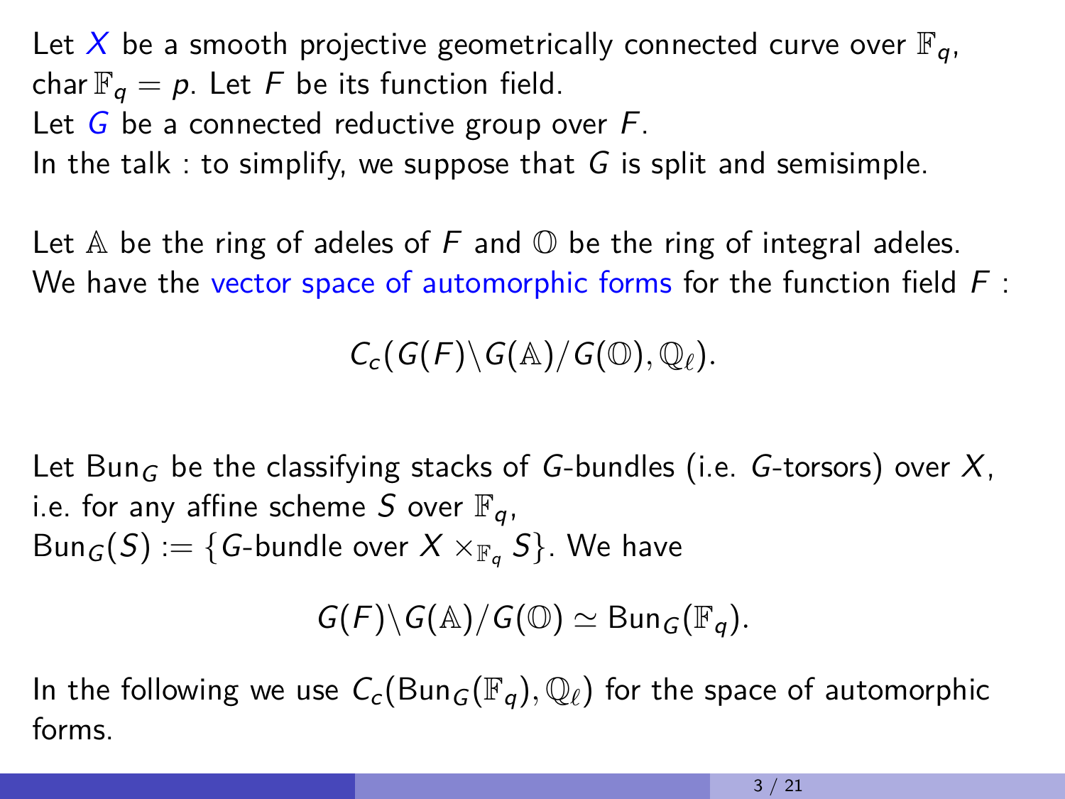Let $X$ be a smooth projective geometrically connected curve over $\mathbb{F}_q$, $\operatorname{char} \mathbb{F}_q = p$. Let $F$ be its function field.
Let $G$ be a connected reductive group over $F$.
In the talk : to simplify, we suppose that $G$ is split and semisimple.

Let $\mathbb{A}$ be the ring of adeles of $F$ and $\mathbb{O}$ be the ring of integral adeles.
We have the vector space of automorphic forms for the function field $F$ :

$$C_c(G(F)\backslash G(\mathbb{A})/G(\mathbb{O}), \mathbb{Q}_\ell).$$

Let $\mathrm{Bun}_G$ be the classifying stacks of $G$-bundles (i.e. $G$-torsors) over $X$, i.e. for any affine scheme $S$ over $\mathbb{F}_q$,
$\mathrm{Bun}_G(S) := \{G\text{-bundle over } X \times_{\mathbb{F}_q} S\}$. We have

$$G(F)\backslash G(\mathbb{A})/G(\mathbb{O}) \simeq \mathrm{Bun}_G(\mathbb{F}_q).$$

In the following we use $C_c(\mathrm{Bun}_G(\mathbb{F}_q), \mathbb{Q}_\ell)$ for the space of automorphic forms.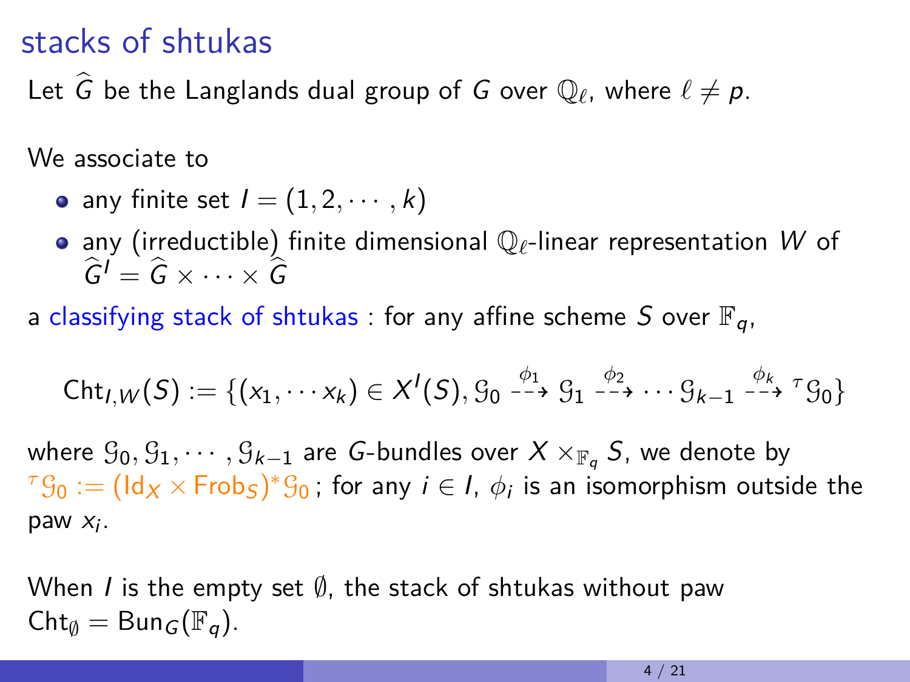## stacks of shtukas

Let $\widehat{G}$ be the Langlands dual group of $G$ over $\mathbb{Q}_\ell$, where $\ell \neq p$.

We associate to

- any finite set $I = (1, 2, \cdots, k)$
- any (irreductible) finite dimensional $\mathbb{Q}_\ell$-linear representation $W$ of $\widehat{G}^I = \widehat{G} \times \cdots \times \widehat{G}$

a classifying stack of shtukas : for any affine scheme $S$ over $\mathbb{F}_q$,

$$\mathrm{Cht}_{I,W}(S) := \{(x_1, \cdots x_k) \in X^I(S), \mathcal{G}_0 \overset{\phi_1}{\dashrightarrow} \mathcal{G}_1 \overset{\phi_2}{\dashrightarrow} \cdots \mathcal{G}_{k-1} \overset{\phi_k}{\dashrightarrow} {}^\tau\mathcal{G}_0\}$$

where $\mathcal{G}_0, \mathcal{G}_1, \cdots, \mathcal{G}_{k-1}$ are $G$-bundles over $X \times_{\mathbb{F}_q} S$, we denote by ${}^\tau\mathcal{G}_0 := (\mathrm{Id}_X \times \mathrm{Frob}_S)^*\mathcal{G}_0$ ; for any $i \in I$, $\phi_i$ is an isomorphism outside the paw $x_i$.

When $I$ is the empty set $\emptyset$, the stack of shtukas without paw $\mathrm{Cht}_\emptyset = \mathrm{Bun}_G(\mathbb{F}_q)$.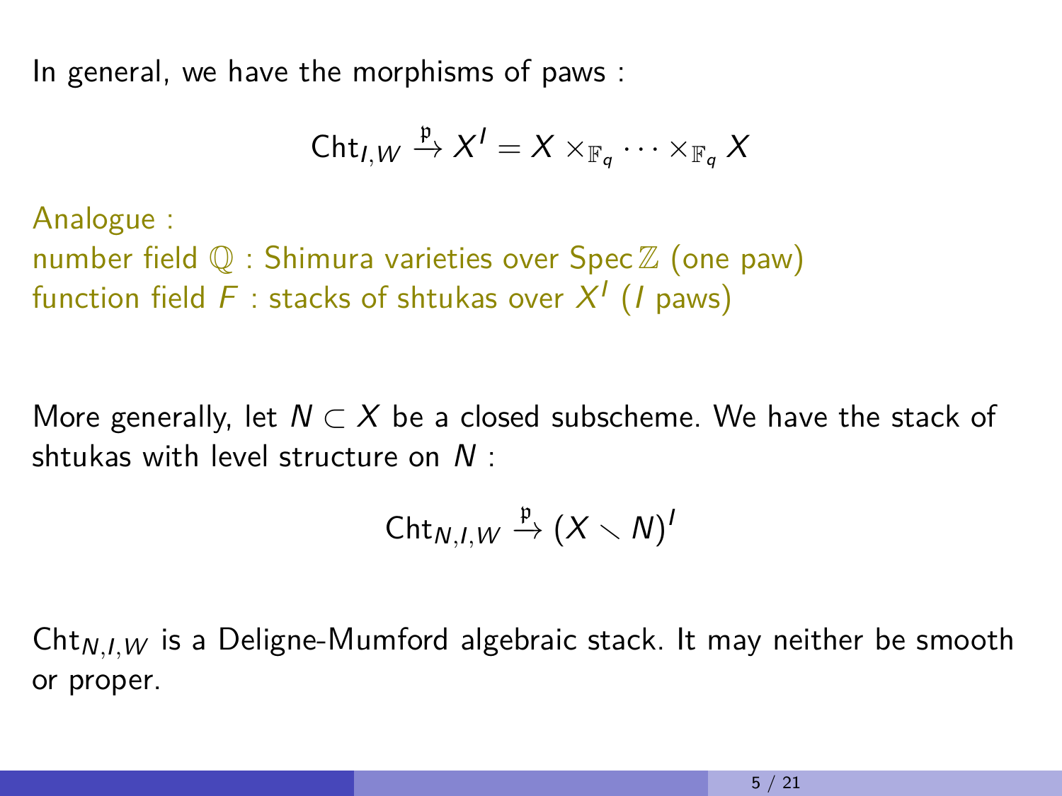In general, we have the morphisms of paws :

$$\mathrm{Cht}_{I,W} \xrightarrow{\mathfrak{p}} X^I = X \times_{\mathbb{F}_q} \cdots \times_{\mathbb{F}_q} X$$

Analogue :
number field $\mathbb{Q}$ : Shimura varieties over $\operatorname{Spec} \mathbb{Z}$ (one paw)
function field $F$ : stacks of shtukas over $X^I$ ($I$ paws)

More generally, let $N \subset X$ be a closed subscheme. We have the stack of shtukas with level structure on $N$ :

$$\mathrm{Cht}_{N,I,W} \xrightarrow{\mathfrak{p}} (X \smallsetminus N)^I$$

$\mathrm{Cht}_{N,I,W}$ is a Deligne-Mumford algebraic stack. It may neither be smooth or proper.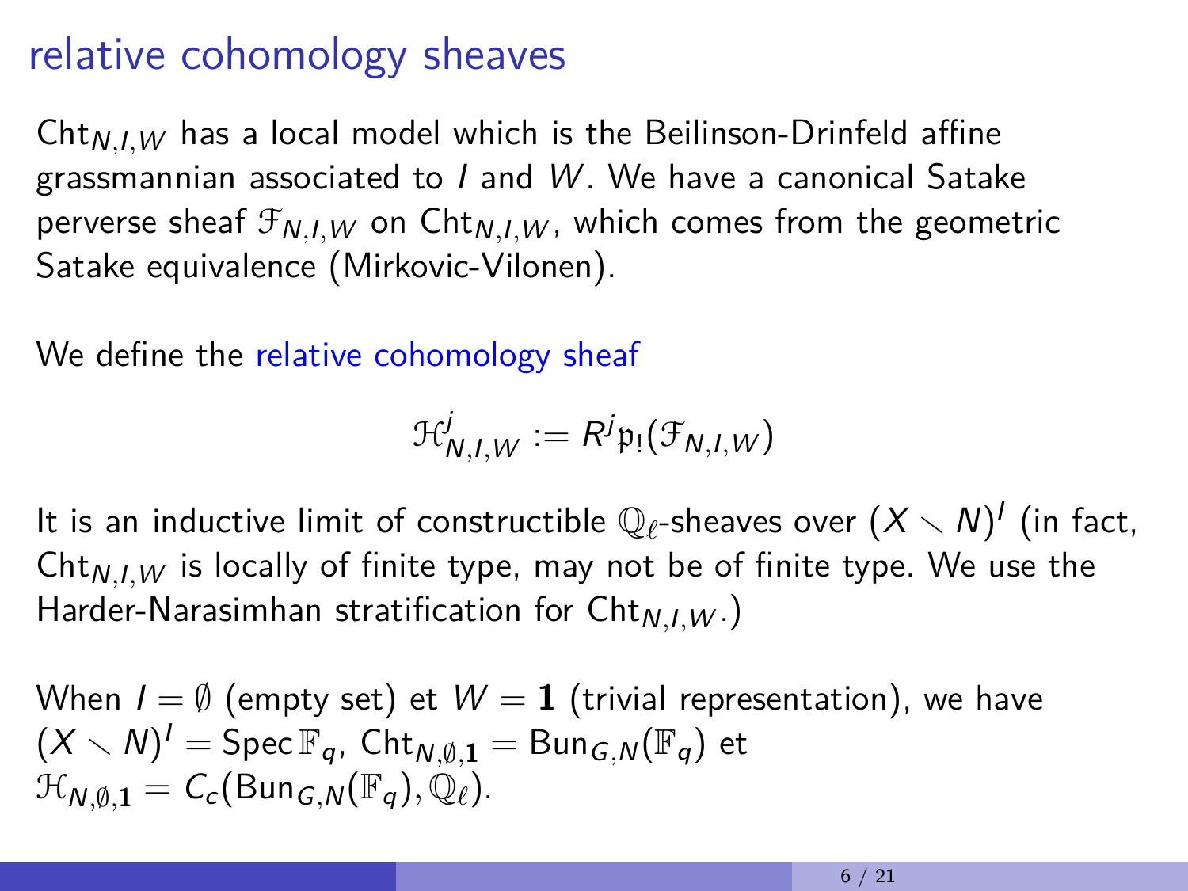# relative cohomology sheaves

$\mathrm{Cht}_{N,I,W}$ has a local model which is the Beilinson-Drinfeld affine grassmannian associated to $I$ and $W$. We have a canonical Satake perverse sheaf $\mathcal{F}_{N,I,W}$ on $\mathrm{Cht}_{N,I,W}$, which comes from the geometric Satake equivalence (Mirkovic-Vilonen).

We define the relative cohomology sheaf

$$\mathcal{H}^j_{N,I,W} := R^j \mathfrak{p}_!(\mathcal{F}_{N,I,W})$$

It is an inductive limit of constructible $\mathbb{Q}_\ell$-sheaves over $(X \smallsetminus N)^I$ (in fact, $\mathrm{Cht}_{N,I,W}$ is locally of finite type, may not be of finite type. We use the Harder-Narasimhan stratification for $\mathrm{Cht}_{N,I,W}$.)

When $I = \emptyset$ (empty set) et $W = \mathbf{1}$ (trivial representation), we have $(X \smallsetminus N)^I = \mathrm{Spec}\,\mathbb{F}_q$, $\mathrm{Cht}_{N,\emptyset,\mathbf{1}} = \mathrm{Bun}_{G,N}(\mathbb{F}_q)$ et $\mathcal{H}_{N,\emptyset,\mathbf{1}} = C_c(\mathrm{Bun}_{G,N}(\mathbb{F}_q), \mathbb{Q}_\ell)$.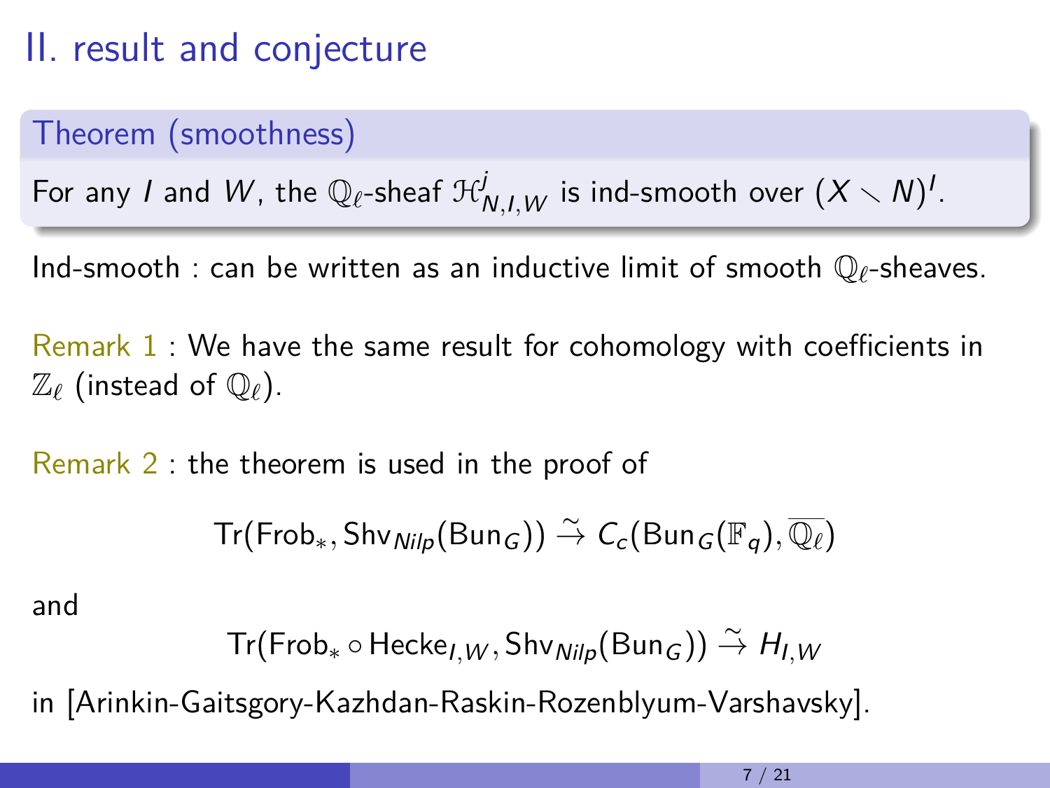# II. result and conjecture

**Theorem (smoothness)**

For any $I$ and $W$, the $\mathbb{Q}_\ell$-sheaf $\mathcal{H}^j_{N,I,W}$ is ind-smooth over $(X \smallsetminus N)^I$.

Ind-smooth : can be written as an inductive limit of smooth $\mathbb{Q}_\ell$-sheaves.

Remark 1 : We have the same result for cohomology with coefficients in $\mathbb{Z}_\ell$ (instead of $\mathbb{Q}_\ell$).

Remark 2 : the theorem is used in the proof of

$$\mathrm{Tr}(\mathrm{Frob}_*, \mathrm{Shv}_{Nilp}(\mathrm{Bun}_G)) \xrightarrow{\sim} C_c(\mathrm{Bun}_G(\mathbb{F}_q), \overline{\mathbb{Q}_\ell})$$

and

$$\mathrm{Tr}(\mathrm{Frob}_* \circ \mathrm{Hecke}_{I,W}, \mathrm{Shv}_{Nilp}(\mathrm{Bun}_G)) \xrightarrow{\sim} H_{I,W}$$

in [Arinkin-Gaitsgory-Kazhdan-Raskin-Rozenblyum-Varshavsky].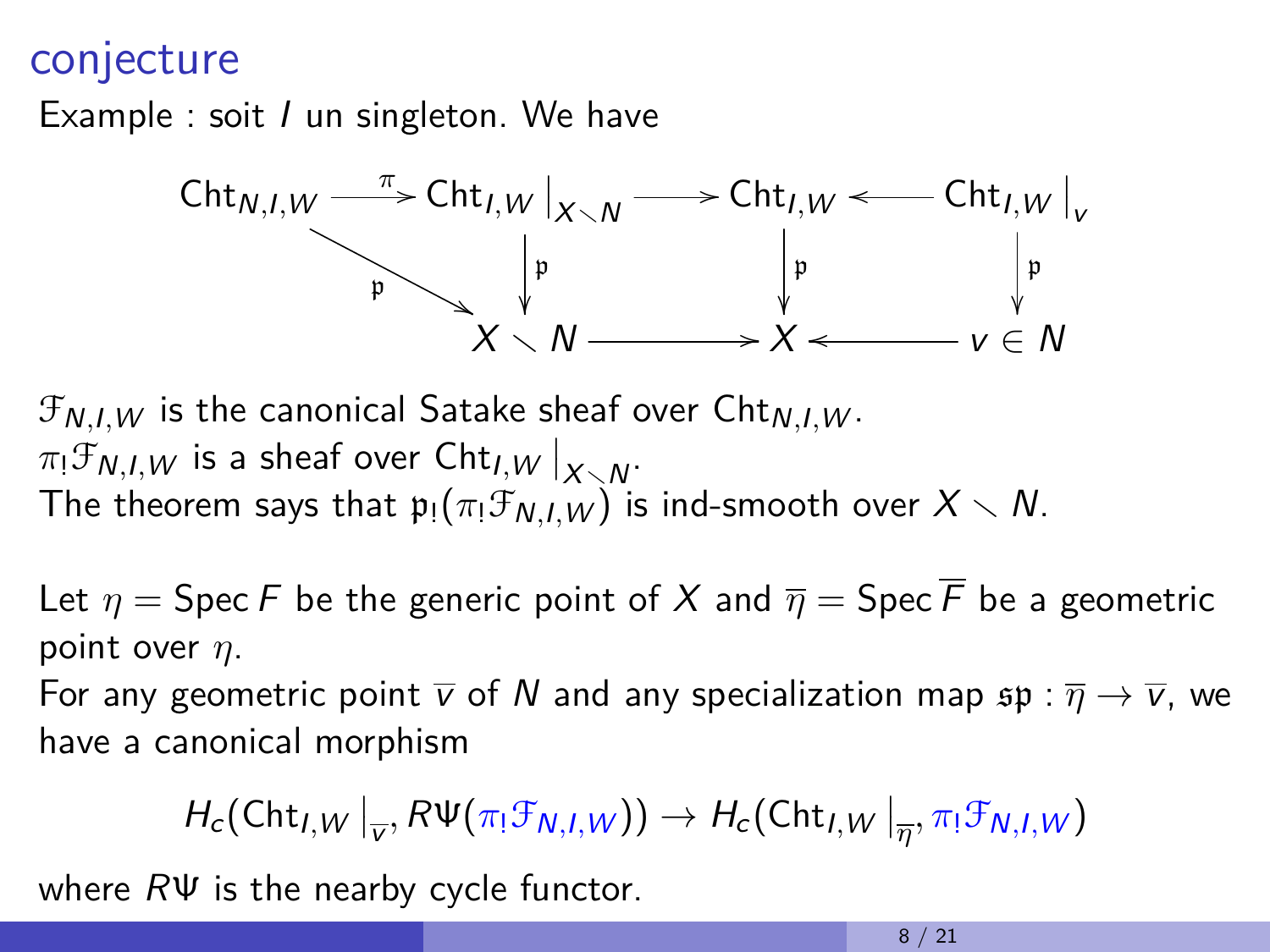## conjecture

Example : soit $I$ un singleton. We have

$$
\begin{array}{ccccccc}
\mathrm{Cht}_{N,I,W} & \xrightarrow{\pi} & \mathrm{Cht}_{I,W}\big|_{X\smallsetminus N} & \longrightarrow & \mathrm{Cht}_{I,W} & \longleftarrow & \mathrm{Cht}_{I,W}\big|_{v} \\
 & \searrow^{\mathfrak{p}} & \downarrow{\scriptstyle \mathfrak{p}} & & \downarrow{\scriptstyle \mathfrak{p}} & & \downarrow{\scriptstyle \mathfrak{p}} \\
 & & X \smallsetminus N & \longrightarrow & X & \longleftarrow & v \in N
\end{array}
$$

$\mathcal{F}_{N,I,W}$ is the canonical Satake sheaf over $\mathrm{Cht}_{N,I,W}$.
$\pi_! \mathcal{F}_{N,I,W}$ is a sheaf over $\mathrm{Cht}_{I,W}\big|_{X\smallsetminus N}$.
The theorem says that $\mathfrak{p}_!(\pi_! \mathcal{F}_{N,I,W})$ is ind-smooth over $X \smallsetminus N$.

Let $\eta = \operatorname{Spec} F$ be the generic point of $X$ and $\overline{\eta} = \operatorname{Spec} \overline{F}$ be a geometric point over $\eta$.
For any geometric point $\overline{v}$ of $N$ and any specialization map $\mathfrak{sp} : \overline{\eta} \to \overline{v}$, we have a canonical morphism

$$
H_c(\mathrm{Cht}_{I,W}\big|_{\overline{v}}, R\Psi(\pi_! \mathcal{F}_{N,I,W})) \to H_c(\mathrm{Cht}_{I,W}\big|_{\overline{\eta}}, \pi_! \mathcal{F}_{N,I,W})
$$

where $R\Psi$ is the nearby cycle functor.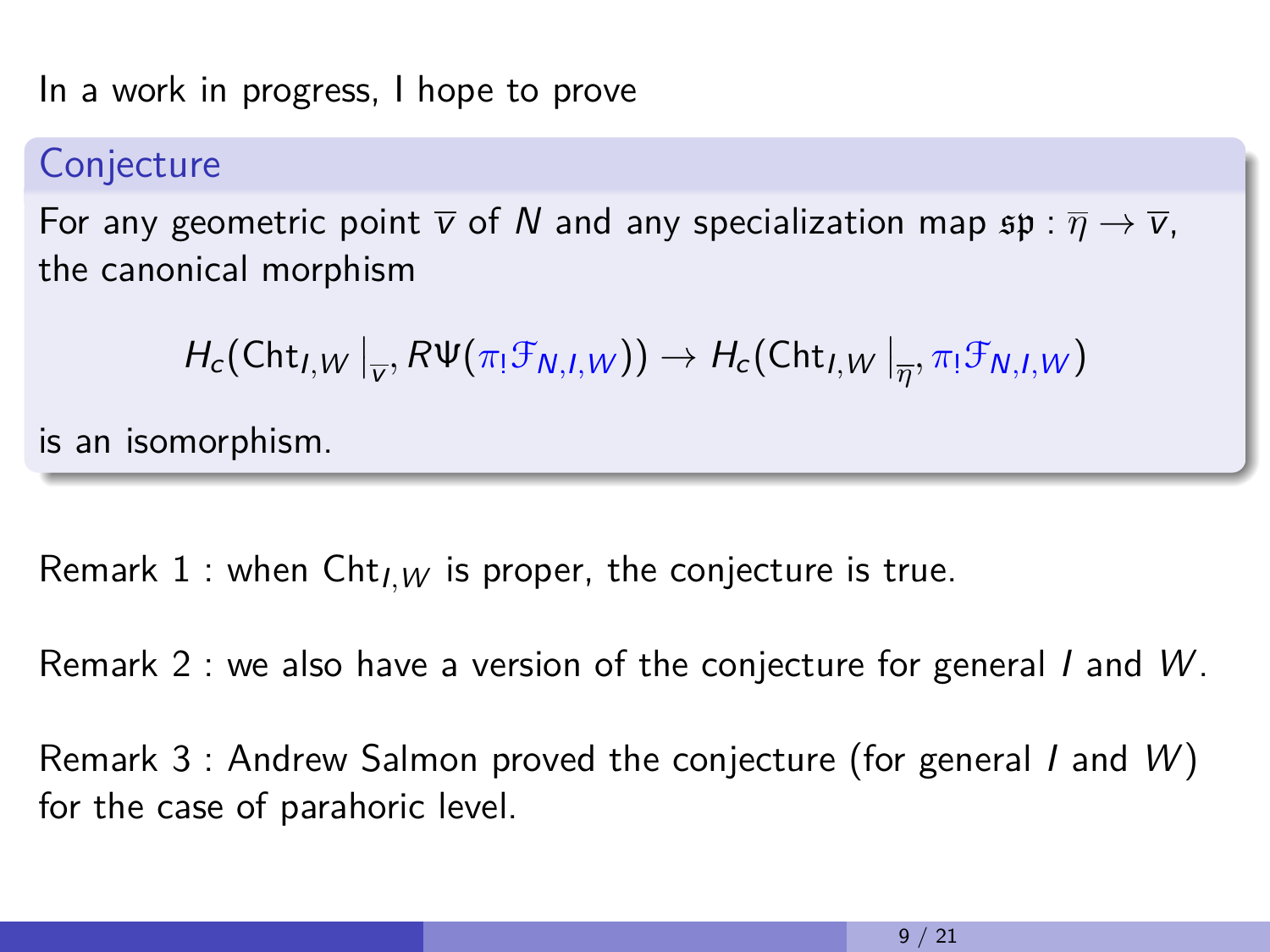In a work in progress, I hope to prove

**Conjecture**

For any geometric point $\overline{v}$ of $N$ and any specialization map $\mathfrak{sp} : \overline{\eta} \to \overline{v}$, the canonical morphism

$$H_c(\mathrm{Cht}_{I,W}\,|_{\overline{v}}, R\Psi(\pi_! \mathcal{F}_{N,I,W})) \to H_c(\mathrm{Cht}_{I,W}\,|_{\overline{\eta}}, \pi_! \mathcal{F}_{N,I,W})$$

is an isomorphism.

Remark 1 : when $\mathrm{Cht}_{I,W}$ is proper, the conjecture is true.

Remark 2 : we also have a version of the conjecture for general $I$ and $W$.

Remark 3 : Andrew Salmon proved the conjecture (for general $I$ and $W$) for the case of parahoric level.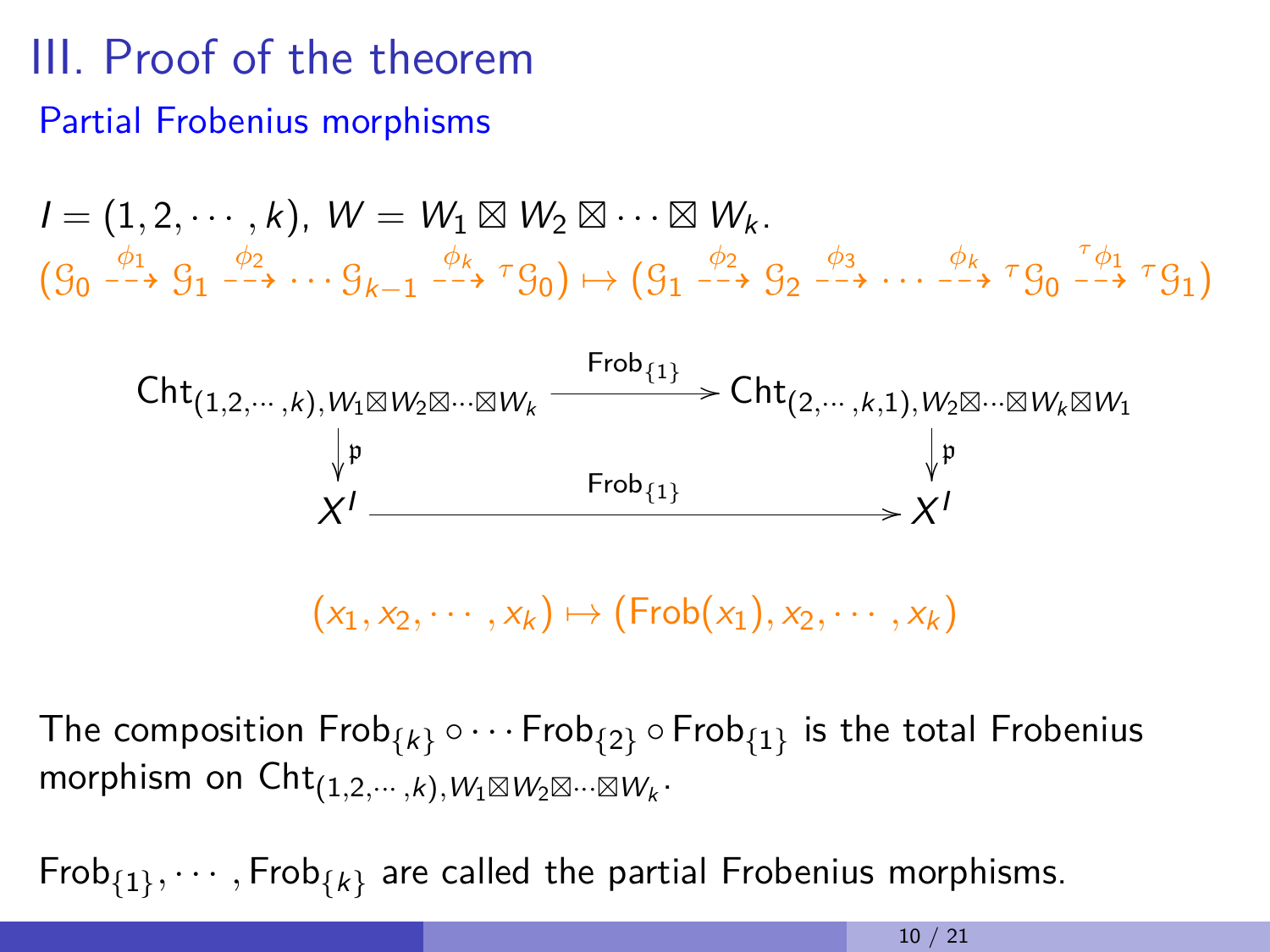# III. Proof of the theorem

## Partial Frobenius morphisms

$I = (1, 2, \cdots, k)$, $W = W_1 \boxtimes W_2 \boxtimes \cdots \boxtimes W_k$.

$$(\mathcal{G}_0 \overset{\phi_1}{\dashrightarrow} \mathcal{G}_1 \overset{\phi_2}{\dashrightarrow} \cdots \mathcal{G}_{k-1} \overset{\phi_k}{\dashrightarrow} {}^{\tau}\mathcal{G}_0) \mapsto (\mathcal{G}_1 \overset{\phi_2}{\dashrightarrow} \mathcal{G}_2 \overset{\phi_3}{\dashrightarrow} \cdots \overset{\phi_k}{\dashrightarrow} {}^{\tau}\mathcal{G}_0 \overset{{}^{\tau}\phi_1}{\dashrightarrow} {}^{\tau}\mathcal{G}_1)$$

$$\begin{array}{ccc}
\mathrm{Cht}_{(1,2,\cdots,k),W_1\boxtimes W_2\boxtimes\cdots\boxtimes W_k} & \xrightarrow{\mathrm{Frob}_{\{1\}}} & \mathrm{Cht}_{(2,\cdots,k,1),W_2\boxtimes\cdots\boxtimes W_k\boxtimes W_1} \\
\downarrow \mathfrak{p} & & \downarrow \mathfrak{p} \\
X^I & \xrightarrow{\mathrm{Frob}_{\{1\}}} & X^I
\end{array}$$

$$(x_1, x_2, \cdots, x_k) \mapsto (\mathrm{Frob}(x_1), x_2, \cdots, x_k)$$

The composition $\mathrm{Frob}_{\{k\}} \circ \cdots \mathrm{Frob}_{\{2\}} \circ \mathrm{Frob}_{\{1\}}$ is the total Frobenius morphism on $\mathrm{Cht}_{(1,2,\cdots,k),W_1\boxtimes W_2\boxtimes\cdots\boxtimes W_k}$.

$\mathrm{Frob}_{\{1\}}, \cdots, \mathrm{Frob}_{\{k\}}$ are called the partial Frobenius morphisms.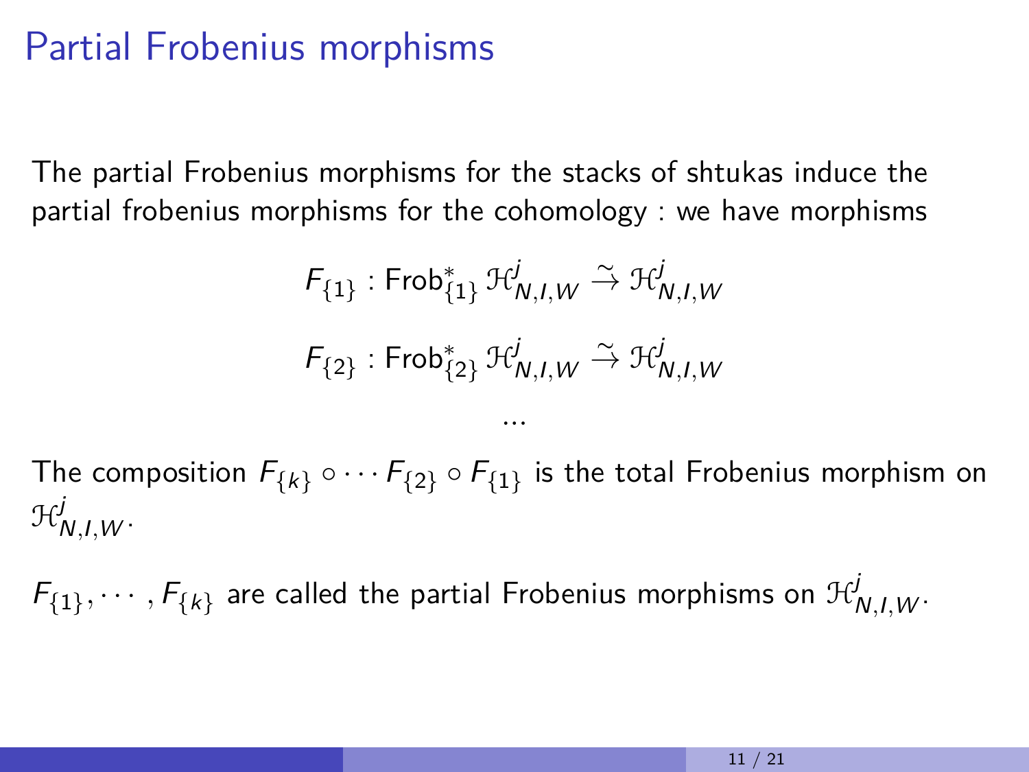# Partial Frobenius morphisms

The partial Frobenius morphisms for the stacks of shtukas induce the partial frobenius morphisms for the cohomology : we have morphisms

$$F_{\{1\}} : \mathrm{Frob}_{\{1\}}^* \mathcal{H}_{N,I,W}^j \xrightarrow{\sim} \mathcal{H}_{N,I,W}^j$$

$$F_{\{2\}} : \mathrm{Frob}_{\{2\}}^* \mathcal{H}_{N,I,W}^j \xrightarrow{\sim} \mathcal{H}_{N,I,W}^j$$

$$\cdots$$

The composition $F_{\{k\}} \circ \cdots F_{\{2\}} \circ F_{\{1\}}$ is the total Frobenius morphism on $\mathcal{H}_{N,I,W}^j$.

$F_{\{1\}}, \cdots, F_{\{k\}}$ are called the partial Frobenius morphisms on $\mathcal{H}_{N,I,W}^j$.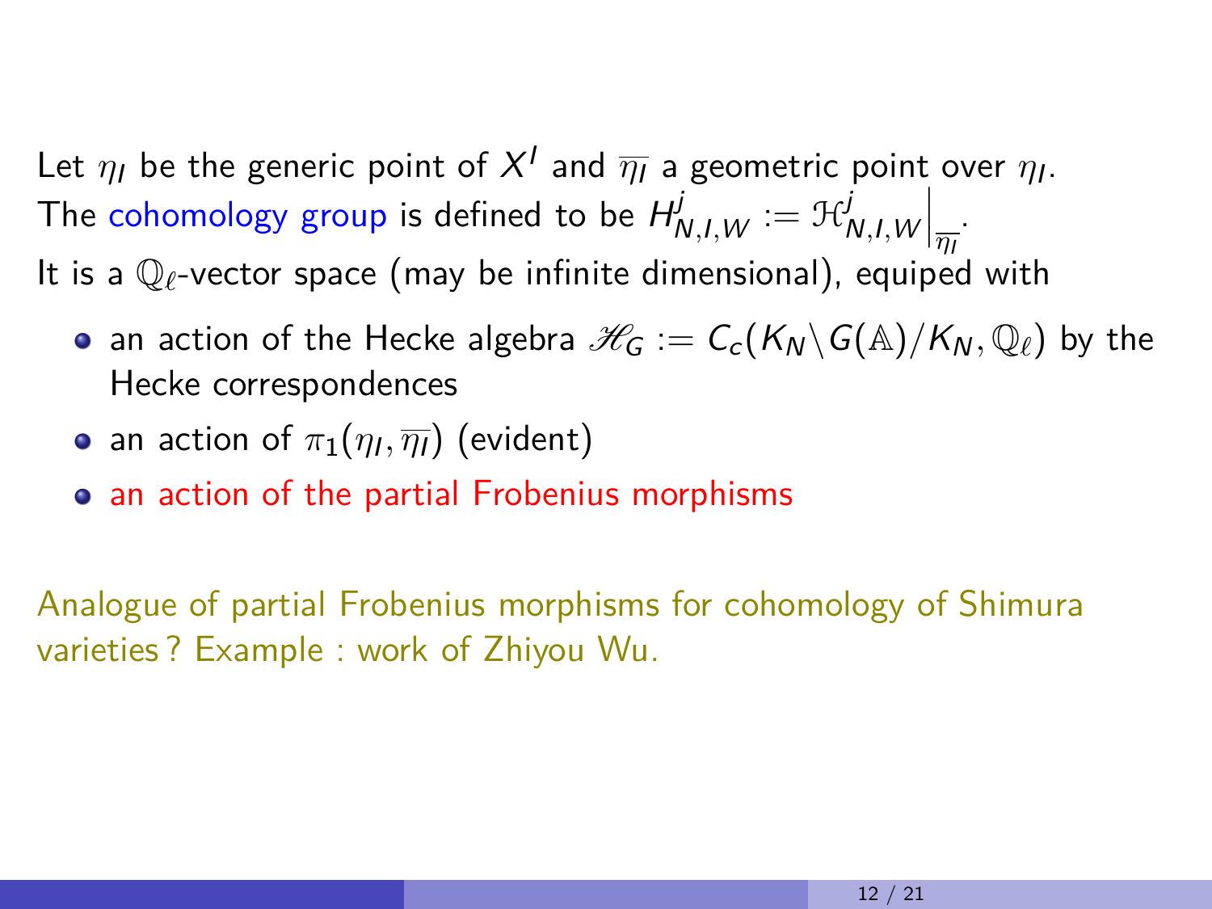Let $\eta_I$ be the generic point of $X^I$ and $\overline{\eta_I}$ a geometric point over $\eta_I$. The cohomology group is defined to be $H^j_{N,I,W} := \mathcal{H}^j_{N,I,W}\Big|_{\overline{\eta_I}}$.
It is a $\mathbb{Q}_\ell$-vector space (may be infinite dimensional), equiped with

- an action of the Hecke algebra $\mathscr{H}_G := C_c(K_N\backslash G(\mathbb{A})/K_N, \mathbb{Q}_\ell)$ by the Hecke correspondences
- an action of $\pi_1(\eta_I, \overline{\eta_I})$ (evident)
- an action of the partial Frobenius morphisms

Analogue of partial Frobenius morphisms for cohomology of Shimura varieties ? Example : work of Zhiyou Wu.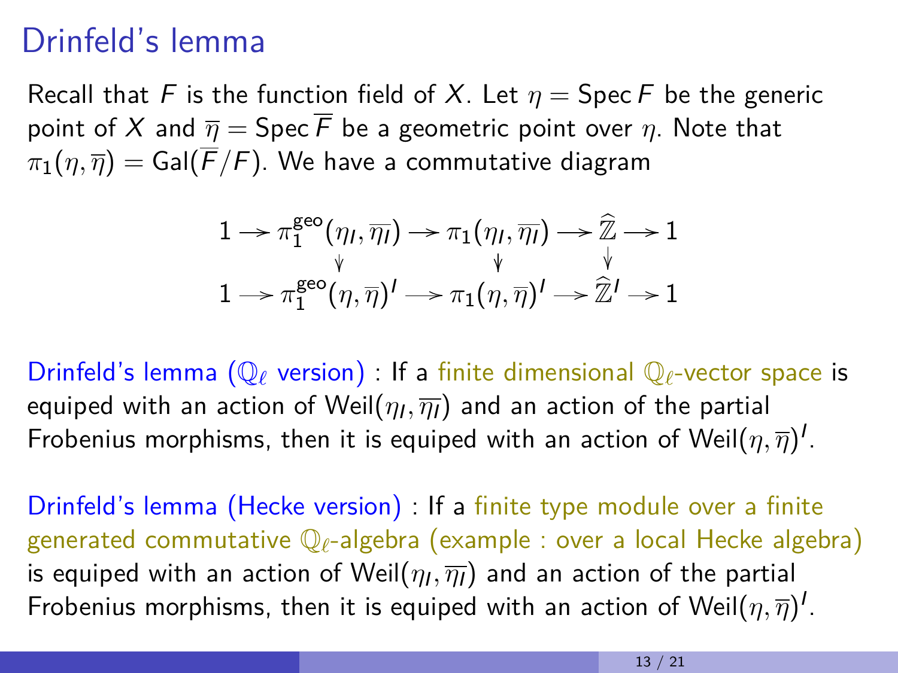# Drinfeld's lemma

Recall that $F$ is the function field of $X$. Let $\eta = \operatorname{Spec} F$ be the generic point of $X$ and $\overline{\eta} = \operatorname{Spec} \overline{F}$ be a geometric point over $\eta$. Note that $\pi_1(\eta, \overline{\eta}) = \operatorname{Gal}(\overline{F}/F)$. We have a commutative diagram

$$
\begin{array}{ccccccccc}
1 & \to & \pi_1^{\text{geo}}(\eta_I, \overline{\eta_I}) & \to & \pi_1(\eta_I, \overline{\eta_I}) & \to & \widehat{\mathbb{Z}} & \to & 1 \\
 & & \downarrow & & \downarrow & & \downarrow & & \\
1 & \to & \pi_1^{\text{geo}}(\eta, \overline{\eta})^I & \to & \pi_1(\eta, \overline{\eta})^I & \to & \widehat{\mathbb{Z}}^I & \to & 1
\end{array}
$$

Drinfeld's lemma ($\mathbb{Q}_\ell$ version) : If a finite dimensional $\mathbb{Q}_\ell$-vector space is equiped with an action of $\operatorname{Weil}(\eta_I, \overline{\eta_I})$ and an action of the partial Frobenius morphisms, then it is equiped with an action of $\operatorname{Weil}(\eta, \overline{\eta})^I$.

Drinfeld's lemma (Hecke version) : If a finite type module over a finite generated commutative $\mathbb{Q}_\ell$-algebra (example : over a local Hecke algebra) is equiped with an action of $\operatorname{Weil}(\eta_I, \overline{\eta_I})$ and an action of the partial Frobenius morphisms, then it is equiped with an action of $\operatorname{Weil}(\eta, \overline{\eta})^I$.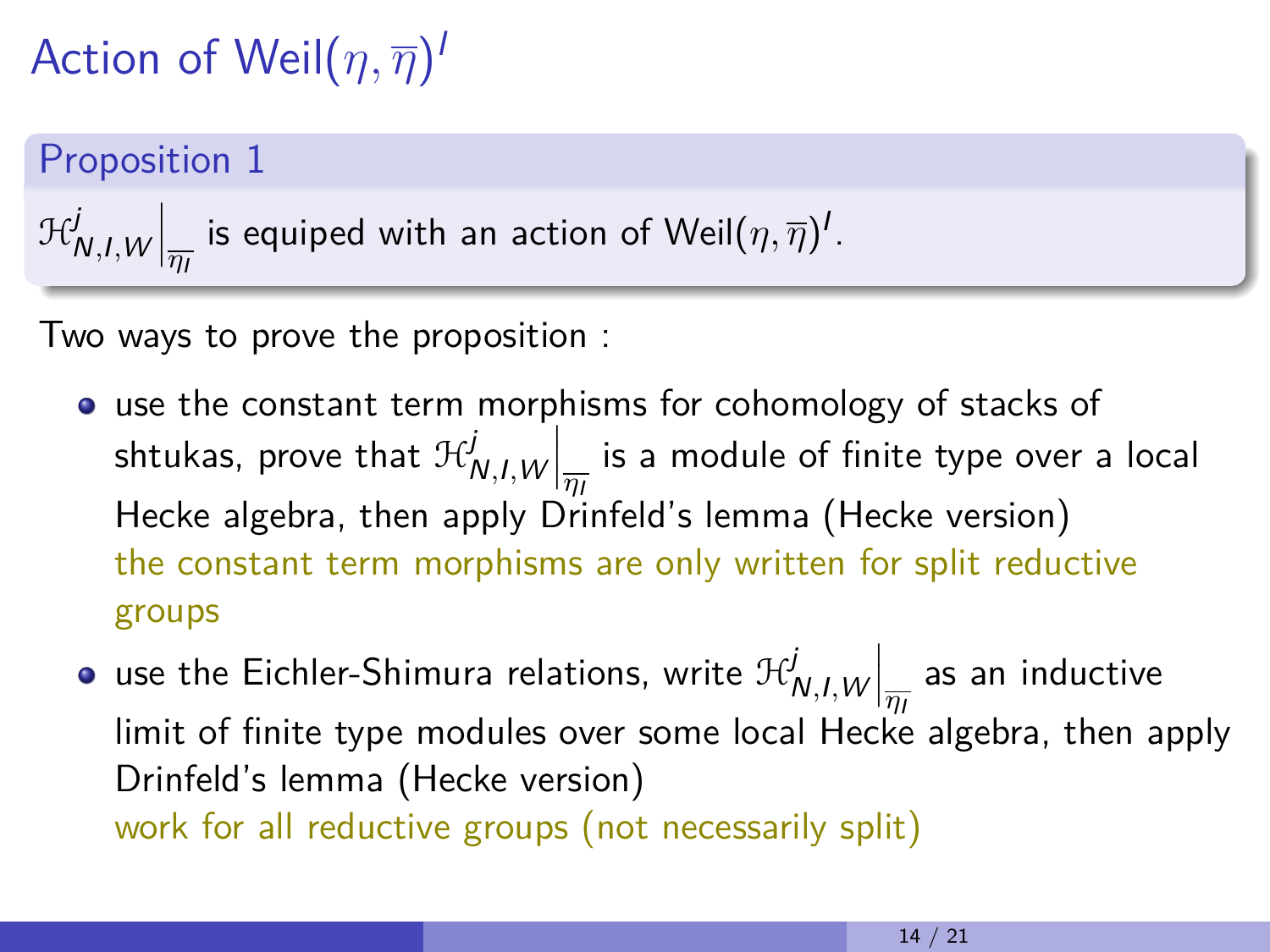# Action of $\mathrm{Weil}(\eta, \overline{\eta})^I$

**Proposition 1**

$\mathcal{H}^j_{N,I,W}\Big|_{\overline{\eta_I}}$ is equiped with an action of $\mathrm{Weil}(\eta, \overline{\eta})^I$.

Two ways to prove the proposition :

- use the constant term morphisms for cohomology of stacks of shtukas, prove that $\mathcal{H}^j_{N,I,W}\Big|_{\overline{\eta_I}}$ is a module of finite type over a local Hecke algebra, then apply Drinfeld's lemma (Hecke version)
  the constant term morphisms are only written for split reductive groups
- use the Eichler-Shimura relations, write $\mathcal{H}^j_{N,I,W}\Big|_{\overline{\eta_I}}$ as an inductive limit of finite type modules over some local Hecke algebra, then apply Drinfeld's lemma (Hecke version)
  work for all reductive groups (not necessarily split)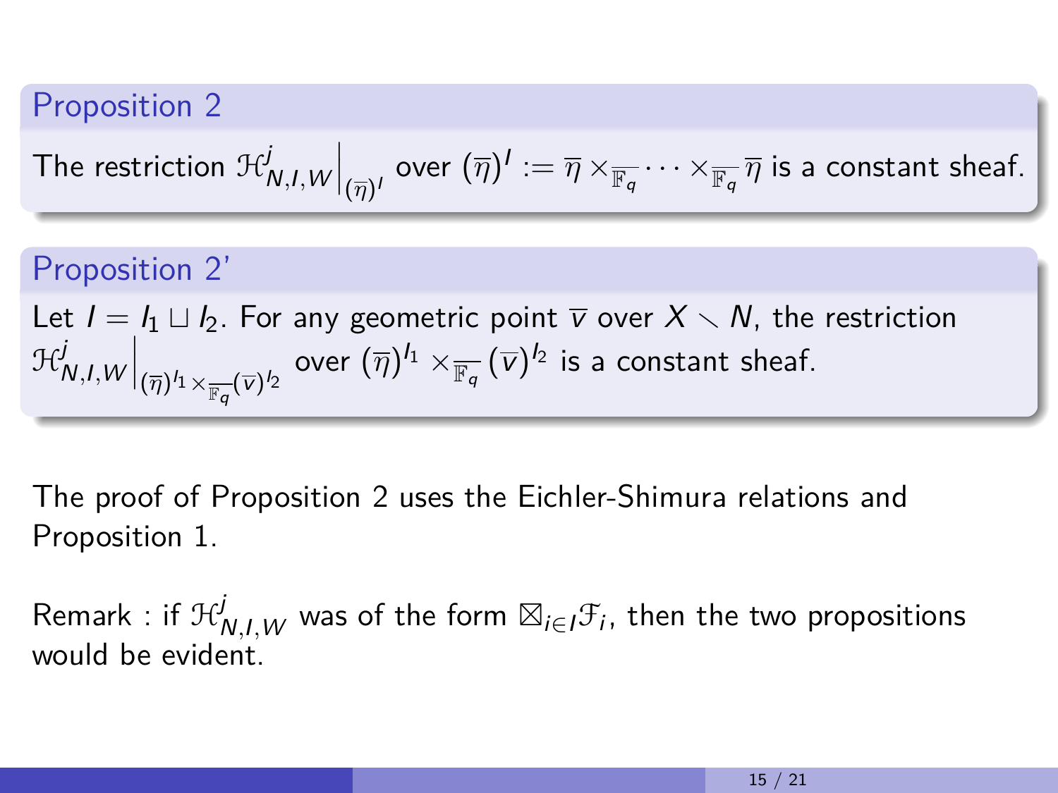**Proposition 2**

The restriction $\mathcal{H}^j_{N,I,W}\Big|_{(\overline{\eta})^I}$ over $(\overline{\eta})^I := \overline{\eta} \times_{\overline{\mathbb{F}_q}} \cdots \times_{\overline{\mathbb{F}_q}} \overline{\eta}$ is a constant sheaf.

**Proposition 2'**

Let $I = I_1 \sqcup I_2$. For any geometric point $\overline{v}$ over $X \smallsetminus N$, the restriction $\mathcal{H}^j_{N,I,W}\Big|_{(\overline{\eta})^{I_1} \times_{\overline{\mathbb{F}_q}} (\overline{v})^{I_2}}$ over $(\overline{\eta})^{I_1} \times_{\overline{\mathbb{F}_q}} (\overline{v})^{I_2}$ is a constant sheaf.

The proof of Proposition 2 uses the Eichler-Shimura relations and Proposition 1.

Remark : if $\mathcal{H}^j_{N,I,W}$ was of the form $\boxtimes_{i \in I} \mathcal{F}_i$, then the two propositions would be evident.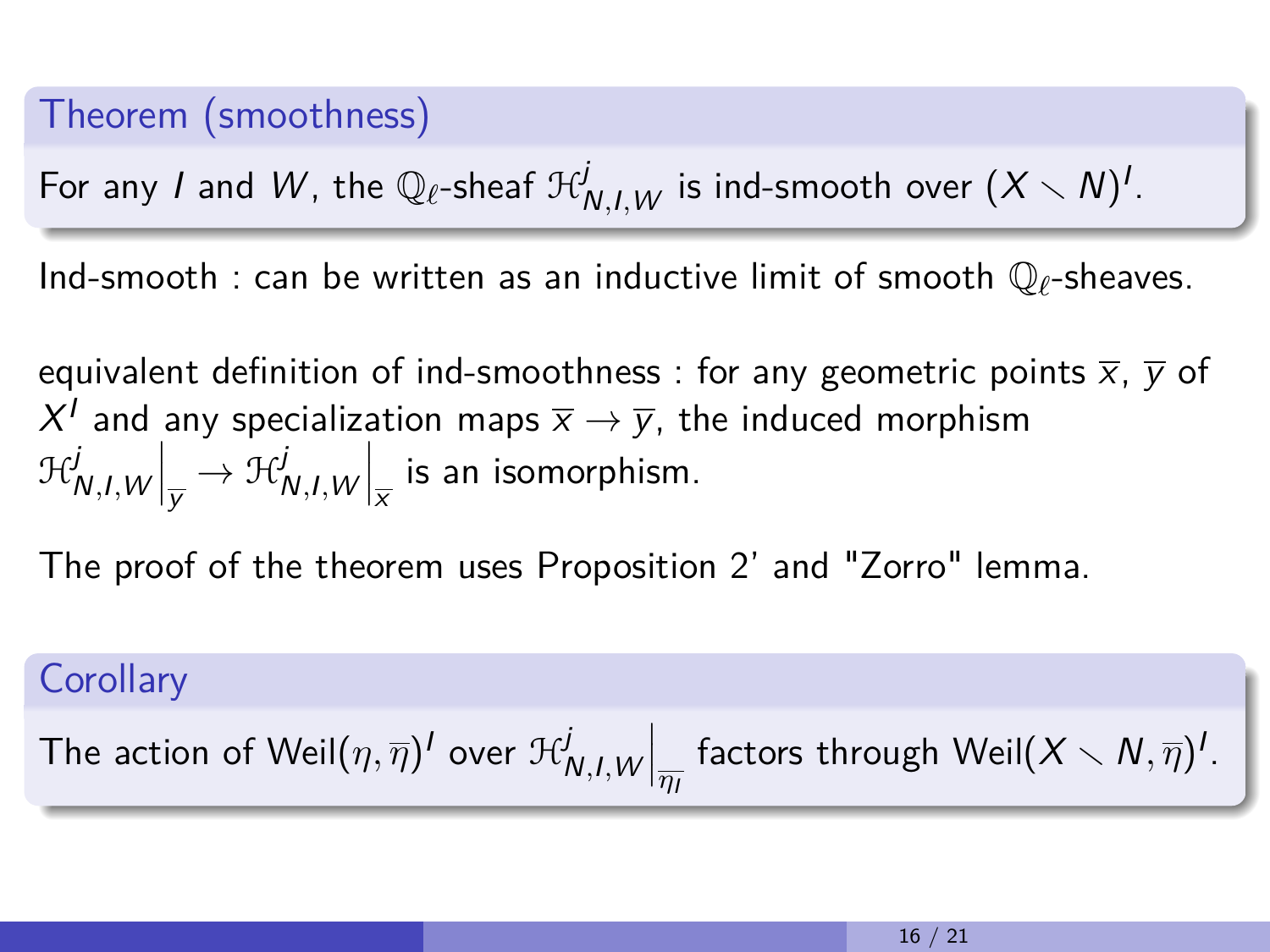**Theorem (smoothness)**

For any $I$ and $W$, the $\mathbb{Q}_\ell$-sheaf $\mathcal{H}^j_{N,I,W}$ is ind-smooth over $(X \smallsetminus N)^I$.

Ind-smooth : can be written as an inductive limit of smooth $\mathbb{Q}_\ell$-sheaves.

equivalent definition of ind-smoothness : for any geometric points $\overline{x}$, $\overline{y}$ of $X^I$ and any specialization maps $\overline{x} \to \overline{y}$, the induced morphism $\mathcal{H}^j_{N,I,W}\Big|_{\overline{y}} \to \mathcal{H}^j_{N,I,W}\Big|_{\overline{x}}$ is an isomorphism.

The proof of the theorem uses Proposition 2' and "Zorro" lemma.

**Corollary**

The action of $\mathrm{Weil}(\eta, \overline{\eta})^I$ over $\mathcal{H}^j_{N,I,W}\Big|_{\overline{\eta_I}}$ factors through $\mathrm{Weil}(X \smallsetminus N, \overline{\eta})^I$.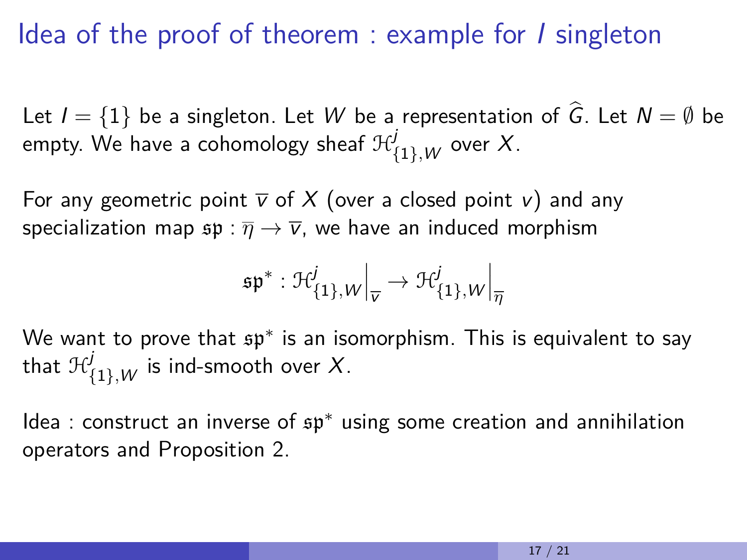## Idea of the proof of theorem : example for $I$ singleton

Let $I = \{1\}$ be a singleton. Let $W$ be a representation of $\widehat{G}$. Let $N = \emptyset$ be empty. We have a cohomology sheaf $\mathcal{H}^j_{\{1\},W}$ over $X$.

For any geometric point $\overline{v}$ of $X$ (over a closed point $v$) and any specialization map $\mathfrak{sp} : \overline{\eta} \to \overline{v}$, we have an induced morphism

$$\mathfrak{sp}^* : \mathcal{H}^j_{\{1\},W}\Big|_{\overline{v}} \to \mathcal{H}^j_{\{1\},W}\Big|_{\overline{\eta}}$$

We want to prove that $\mathfrak{sp}^*$ is an isomorphism. This is equivalent to say that $\mathcal{H}^j_{\{1\},W}$ is ind-smooth over $X$.

Idea : construct an inverse of $\mathfrak{sp}^*$ using some creation and annihilation operators and Proposition 2.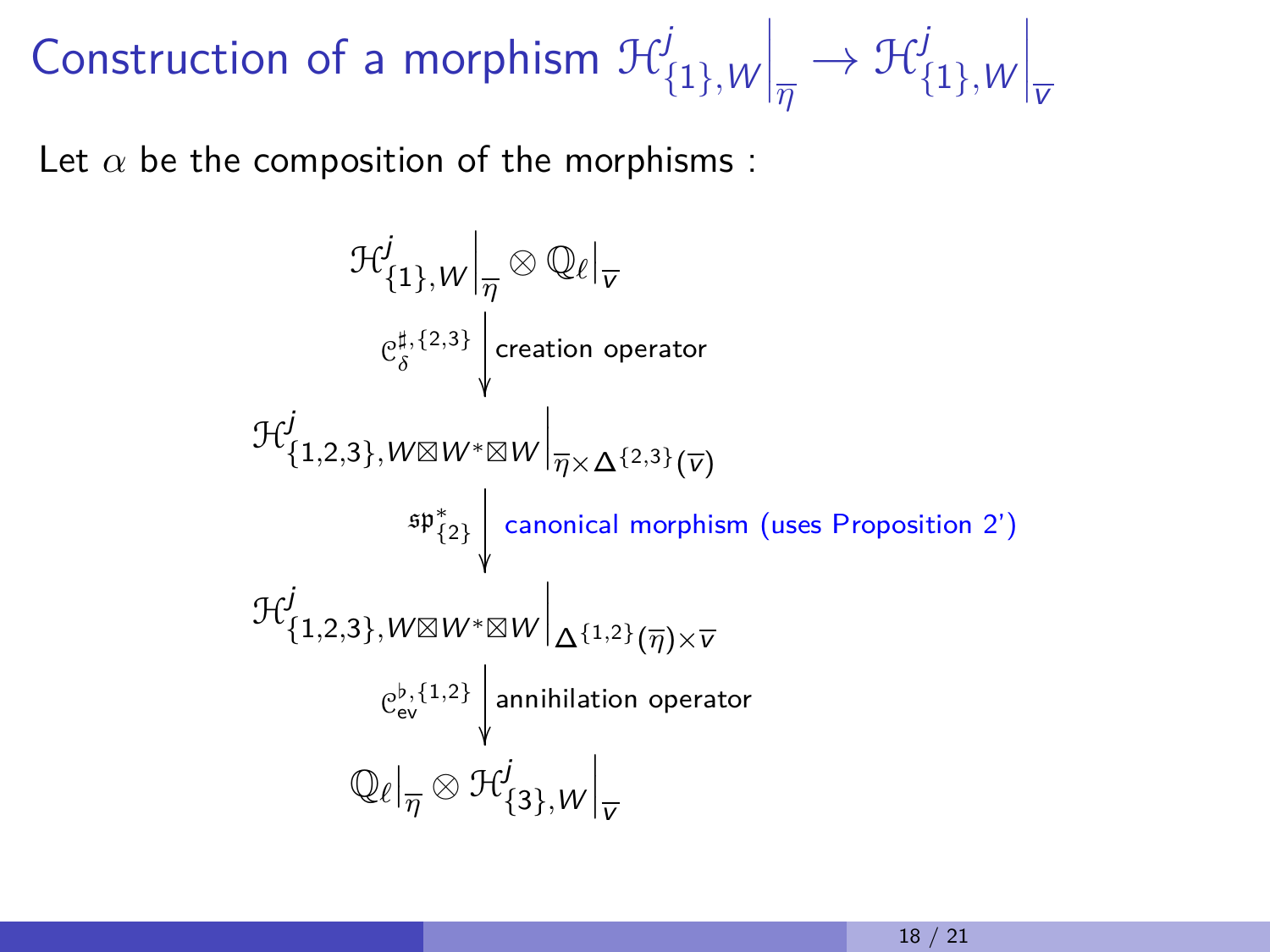# Construction of a morphism $\mathcal{H}^j_{\{1\},W}\Big|_{\overline{\eta}} \to \mathcal{H}^j_{\{1\},W}\Big|_{\overline{v}}$

Let $\alpha$ be the composition of the morphisms :

$$
\begin{array}{c}
\mathcal{H}^j_{\{1\},W}\Big|_{\overline{\eta}} \otimes \mathbb{Q}_\ell\big|_{\overline{v}} \\
\mathcal{C}^{\sharp,\{2,3\}}_{\delta} \Big\downarrow \text{ creation operator} \\
\mathcal{H}^j_{\{1,2,3\},W\boxtimes W^*\boxtimes W}\Big|_{\overline{\eta}\times\Delta^{\{2,3\}}(\overline{v})} \\
\mathfrak{sp}^*_{\{2\}} \Big\downarrow \text{ canonical morphism (uses Proposition 2')} \\
\mathcal{H}^j_{\{1,2,3\},W\boxtimes W^*\boxtimes W}\Big|_{\Delta^{\{1,2\}}(\overline{\eta})\times\overline{v}} \\
\mathcal{C}^{\flat,\{1,2\}}_{\mathrm{ev}} \Big\downarrow \text{ annihilation operator} \\
\mathbb{Q}_\ell\big|_{\overline{\eta}} \otimes \mathcal{H}^j_{\{3\},W}\Big|_{\overline{v}}
\end{array}
$$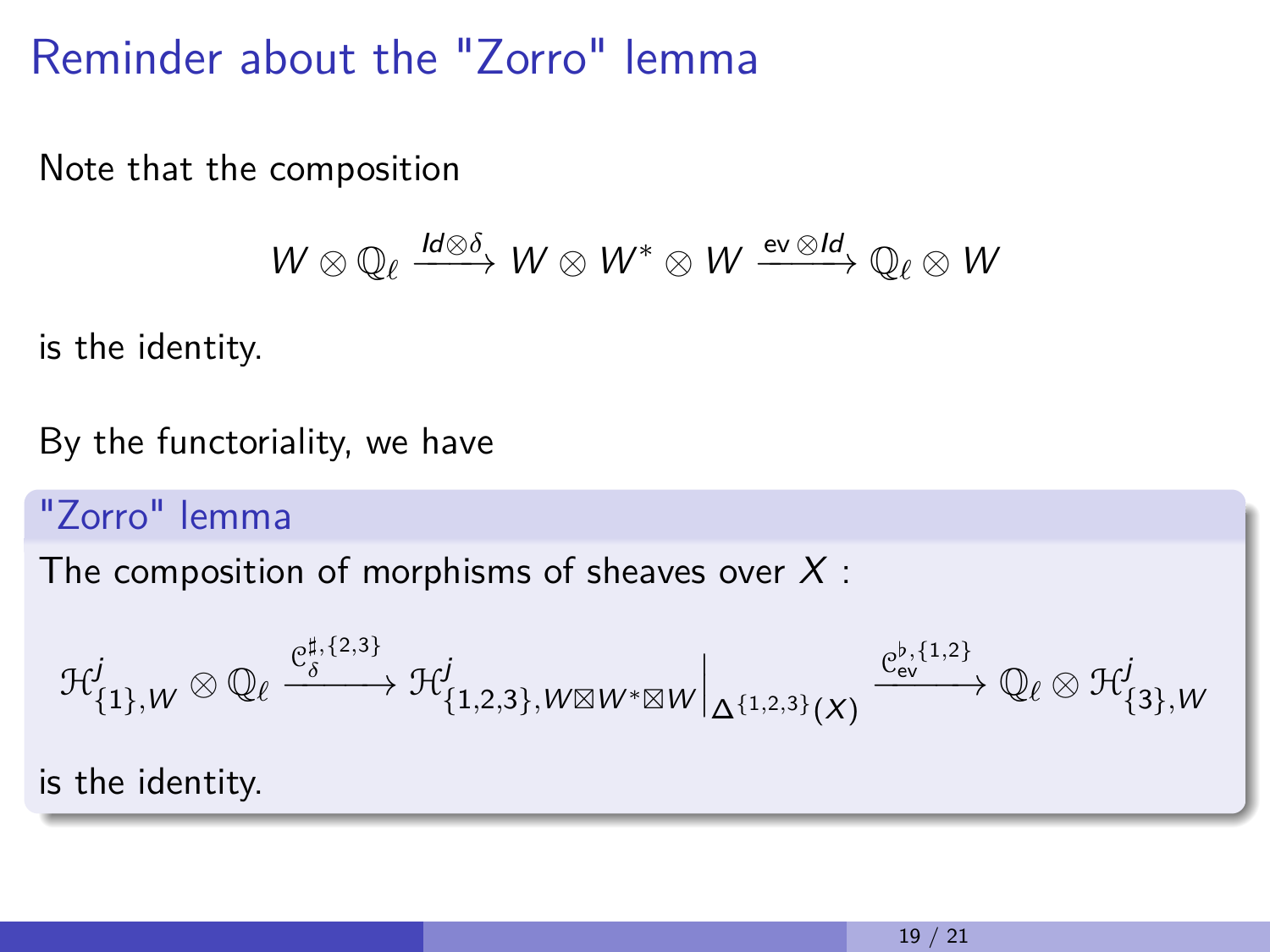# Reminder about the "Zorro" lemma

Note that the composition

$$W \otimes \mathbb{Q}_\ell \xrightarrow{Id \otimes \delta} W \otimes W^* \otimes W \xrightarrow{\mathrm{ev} \otimes Id} \mathbb{Q}_\ell \otimes W$$

is the identity.

By the functoriality, we have

**"Zorro" lemma**

The composition of morphisms of sheaves over $X$ :

$$\mathcal{H}^j_{\{1\},W} \otimes \mathbb{Q}_\ell \xrightarrow{\mathcal{C}^{\sharp,\{2,3\}}_{\delta}} \mathcal{H}^j_{\{1,2,3\},W \boxtimes W^* \boxtimes W}\Big|_{\Delta^{\{1,2,3\}}(X)} \xrightarrow{\mathcal{C}^{\flat,\{1,2\}}_{\mathrm{ev}}} \mathbb{Q}_\ell \otimes \mathcal{H}^j_{\{3\},W}$$

is the identity.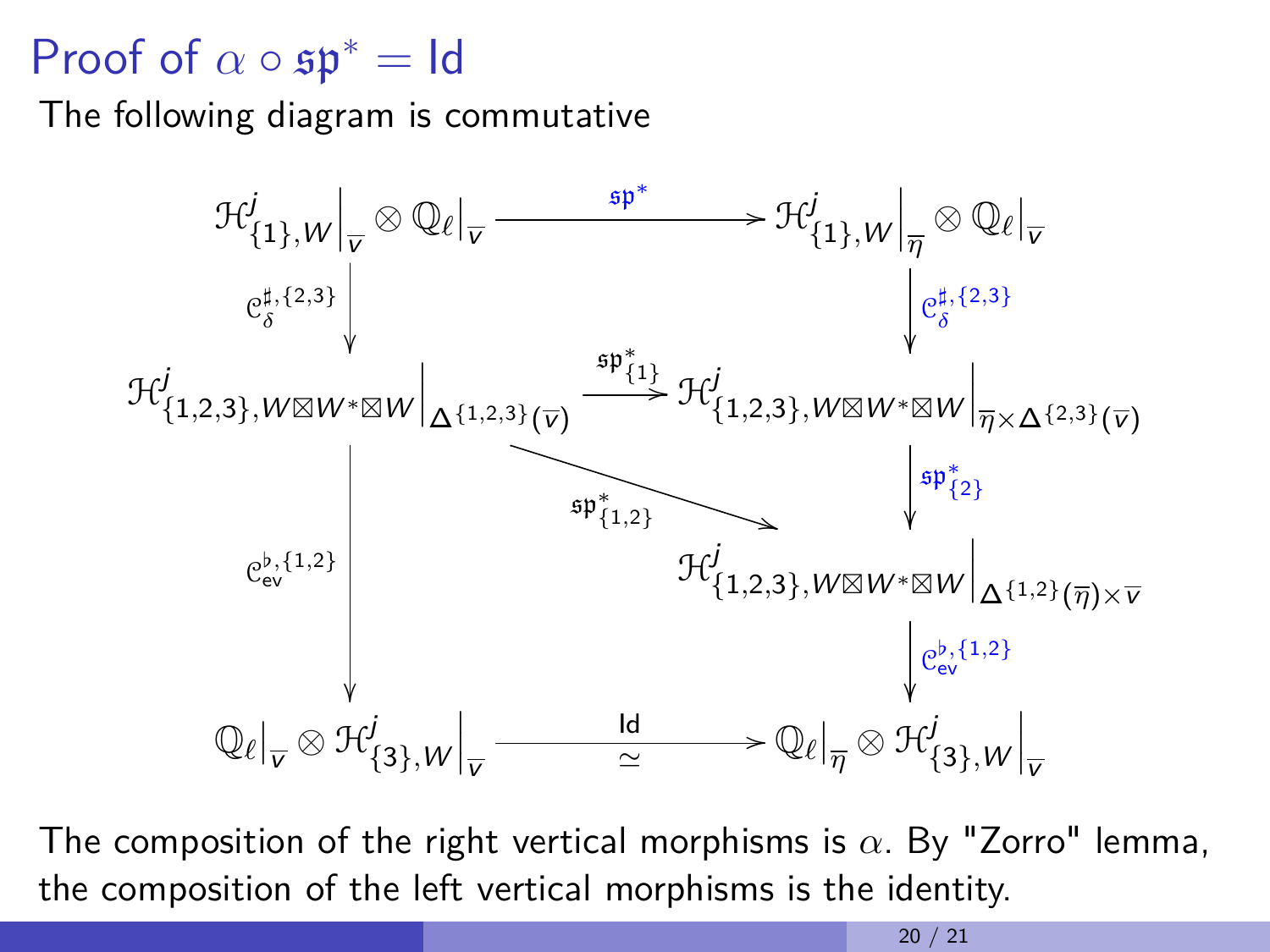# Proof of $\alpha \circ \mathfrak{sp}^* = \mathrm{Id}$

The following diagram is commutative

$$
\begin{array}{ccc}
\mathcal{H}^j_{\{1\},W}\Big|_{\overline{v}} \otimes \mathbb{Q}_\ell\big|_{\overline{v}} & \xrightarrow{\quad \mathfrak{sp}^* \quad} & \mathcal{H}^j_{\{1\},W}\Big|_{\overline{\eta}} \otimes \mathbb{Q}_\ell\big|_{\overline{v}} \\
\Big\downarrow {\scriptstyle \mathcal{C}_\delta^{\sharp,\{2,3\}}} & & \Big\downarrow {\scriptstyle \mathcal{C}_\delta^{\sharp,\{2,3\}}} \\
\mathcal{H}^j_{\{1,2,3\},W\boxtimes W^*\boxtimes W}\Big|_{\Delta^{\{1,2,3\}}(\overline{v})} & \xrightarrow{\mathfrak{sp}^*_{\{1\}}} & \mathcal{H}^j_{\{1,2,3\},W\boxtimes W^*\boxtimes W}\Big|_{\overline{\eta}\times\Delta^{\{2,3\}}(\overline{v})} \\
 & \searrow {\scriptstyle \mathfrak{sp}^*_{\{1,2\}}} & \Big\downarrow {\scriptstyle \mathfrak{sp}^*_{\{2\}}} \\
\Big\downarrow {\scriptstyle \mathcal{C}_{\mathrm{ev}}^{\flat,\{1,2\}}} & & \mathcal{H}^j_{\{1,2,3\},W\boxtimes W^*\boxtimes W}\Big|_{\Delta^{\{1,2\}}(\overline{\eta})\times\overline{v}} \\
 & & \Big\downarrow {\scriptstyle \mathcal{C}_{\mathrm{ev}}^{\flat,\{1,2\}}} \\
\mathbb{Q}_\ell\big|_{\overline{v}} \otimes \mathcal{H}^j_{\{3\},W}\Big|_{\overline{v}} & \xrightarrow[\simeq]{\quad \mathrm{Id} \quad} & \mathbb{Q}_\ell\big|_{\overline{\eta}} \otimes \mathcal{H}^j_{\{3\},W}\Big|_{\overline{v}}
\end{array}
$$

The composition of the right vertical morphisms is $\alpha$. By "Zorro" lemma, the composition of the left vertical morphisms is the identity.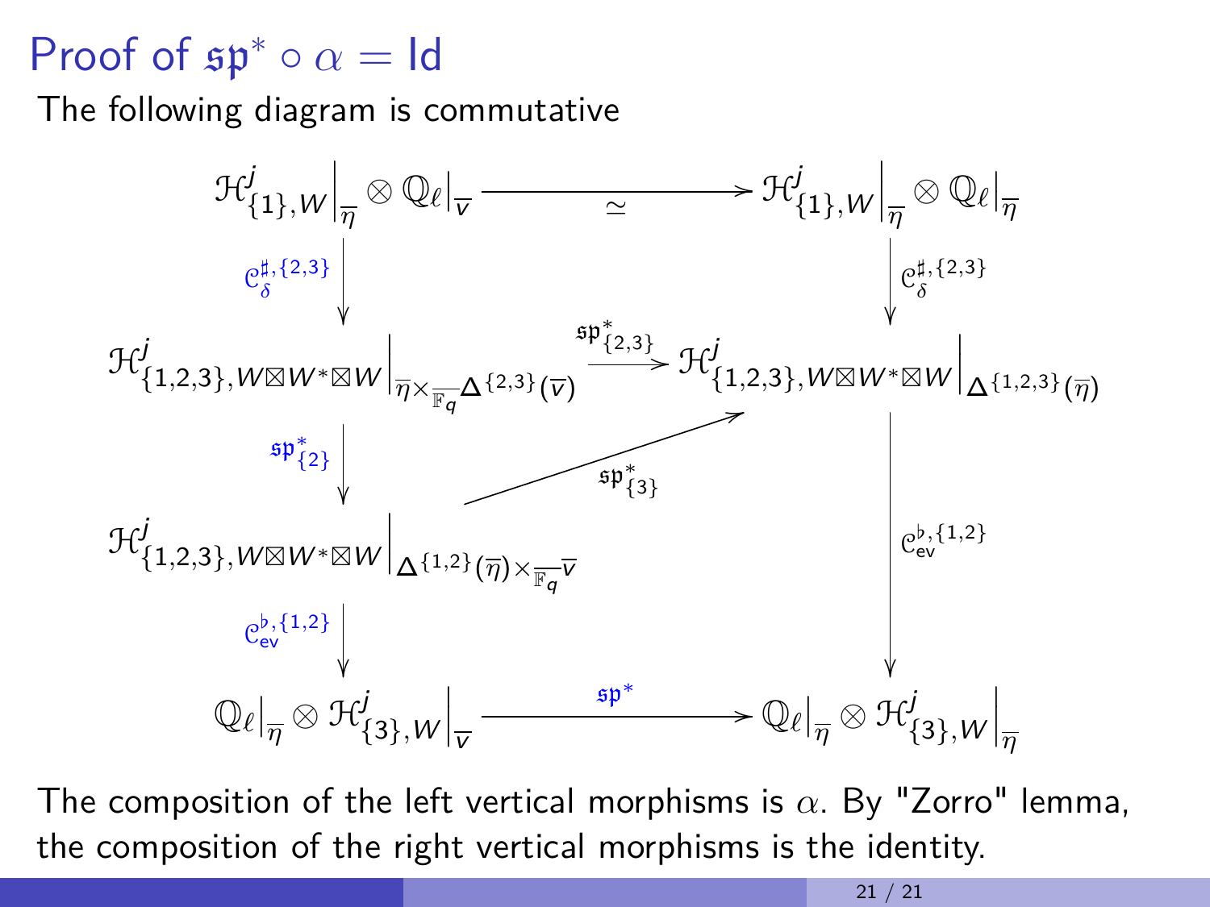# Proof of $\mathfrak{sp}^* \circ \alpha = \mathrm{Id}$

The following diagram is commutative

$$
\begin{array}{ccc}
\mathcal{H}^j_{\{1\},W}\Big|_{\overline{\eta}} \otimes \mathbb{Q}_\ell\big|_{\overline{v}} & \xrightarrow{\quad\simeq\quad} & \mathcal{H}^j_{\{1\},W}\Big|_{\overline{\eta}} \otimes \mathbb{Q}_\ell\big|_{\overline{\eta}} \\
\Big\downarrow {\scriptstyle \mathcal{C}^{\sharp,\{2,3\}}_{\delta}} & & \Big\downarrow {\scriptstyle \mathcal{C}^{\sharp,\{2,3\}}_{\delta}} \\
\mathcal{H}^j_{\{1,2,3\},W\boxtimes W^*\boxtimes W}\Big|_{\overline{\eta}\times_{\overline{\mathbb{F}_q}}\Delta^{\{2,3\}}(\overline{v})} & \xrightarrow{\mathfrak{sp}^*_{\{2,3\}}} & \mathcal{H}^j_{\{1,2,3\},W\boxtimes W^*\boxtimes W}\Big|_{\Delta^{\{1,2,3\}}(\overline{\eta})} \\
\Big\downarrow {\scriptstyle \mathfrak{sp}^*_{\{2\}}} & \nearrow {\scriptstyle \mathfrak{sp}^*_{\{3\}}} & \\
\mathcal{H}^j_{\{1,2,3\},W\boxtimes W^*\boxtimes W}\Big|_{\Delta^{\{1,2\}}(\overline{\eta})\times_{\overline{\mathbb{F}_q}}\overline{v}} & & \Big\downarrow {\scriptstyle \mathcal{C}^{\flat,\{1,2\}}_{\mathrm{ev}}} \\
\Big\downarrow {\scriptstyle \mathcal{C}^{\flat,\{1,2\}}_{\mathrm{ev}}} & & \\
\mathbb{Q}_\ell\big|_{\overline{\eta}} \otimes \mathcal{H}^j_{\{3\},W}\Big|_{\overline{v}} & \xrightarrow{\quad\mathfrak{sp}^*\quad} & \mathbb{Q}_\ell\big|_{\overline{\eta}} \otimes \mathcal{H}^j_{\{3\},W}\Big|_{\overline{\eta}}
\end{array}
$$

The composition of the left vertical morphisms is $\alpha$. By "Zorro" lemma, the composition of the right vertical morphisms is the identity.